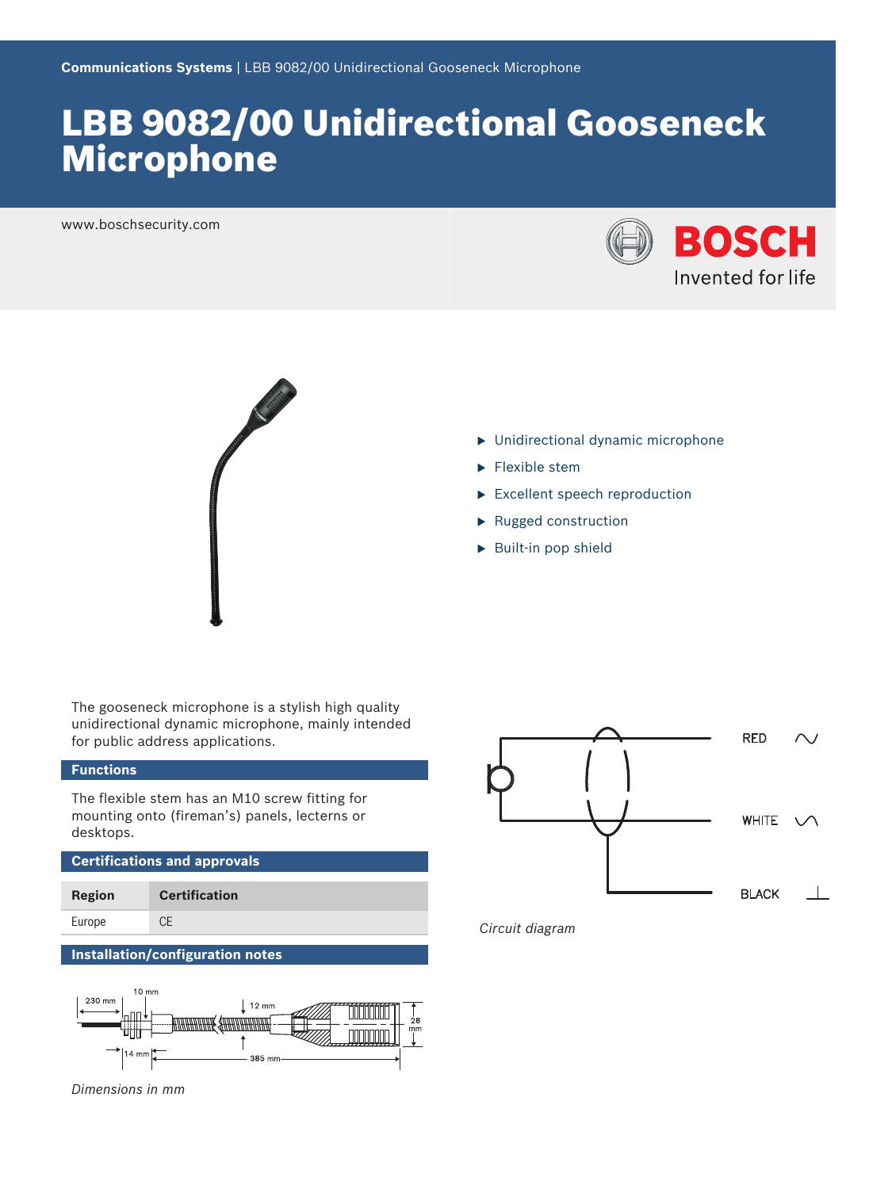Communications Systems | LBB 9082/00 Unidirectional Gooseneck Microphone

# LBB 9082/00 Unidirectional Gooseneck Microphone

www.boschsecurity.com

- Unidirectional dynamic microphone
- Flexible stem
- Excellent speech reproduction
- Rugged construction
- Built-in pop shield

The gooseneck microphone is a stylish high quality unidirectional dynamic microphone, mainly intended for public address applications.

## Functions

The flexible stem has an M10 screw fitting for mounting onto (fireman's) panels, lecterns or desktops.

## Certifications and approvals

| Region | Certification |
| --- | --- |
| Europe | CE |

## Installation/configuration notes

*Dimensions in mm*

*Circuit diagram*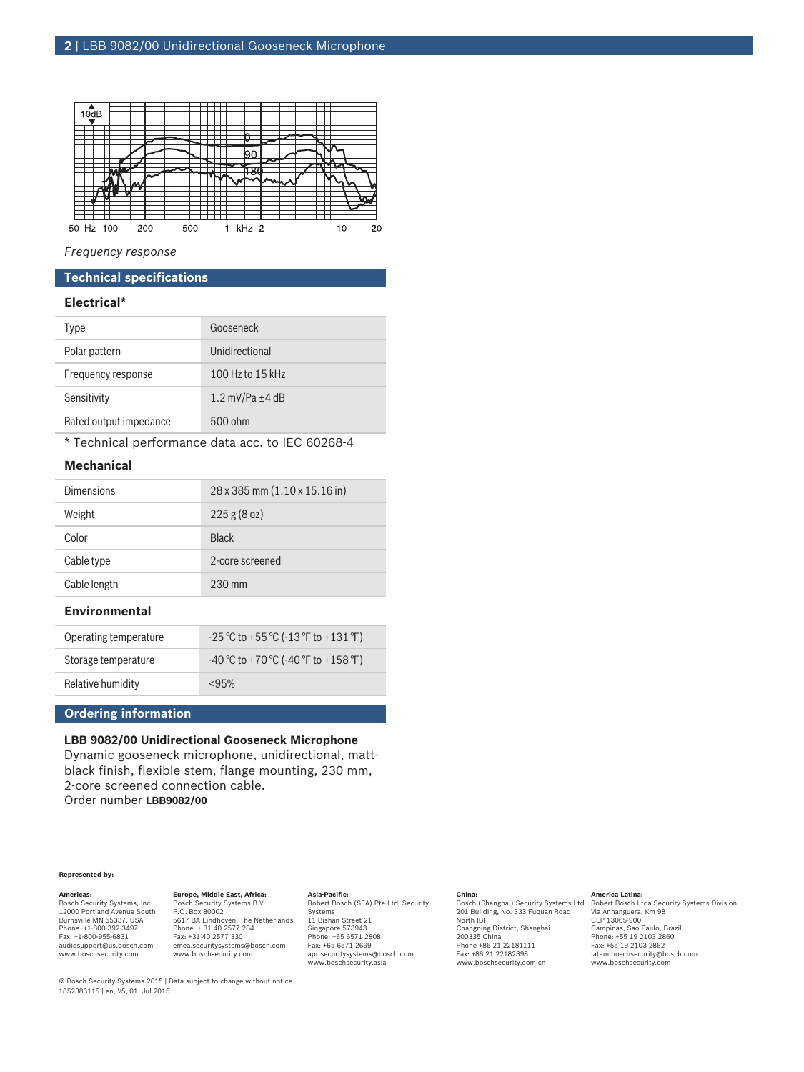10dB

0

90

180

50 Hz 100 200 500 1 kHz 2 10 20

*Frequency response*

## Technical specifications

### Electrical*

| | |
|---|---|
| Type | Gooseneck |
| Polar pattern | Unidirectional |
| Frequency response | 100 Hz to 15 kHz |
| Sensitivity | 1.2 mV/Pa ±4 dB |
| Rated output impedance | 500 ohm |

* Technical performance data acc. to IEC 60268-4

### Mechanical

| | |
|---|---|
| Dimensions | 28 x 385 mm (1.10 x 15.16 in) |
| Weight | 225 g (8 oz) |
| Color | Black |
| Cable type | 2-core screened |
| Cable length | 230 mm |

### Environmental

| | |
|---|---|
| Operating temperature | -25 °C to +55 °C (-13 °F to +131 °F) |
| Storage temperature | -40 °C to +70 °C (-40 °F to +158 °F) |
| Relative humidity | <95% |

## Ordering information

**LBB 9082/00 Unidirectional Gooseneck Microphone**
Dynamic gooseneck microphone, unidirectional, matt-black finish, flexible stem, flange mounting, 230 mm, 2-core screened connection cable.
Order number **LBB9082/00**

**Represented by:**

**Americas:**
Bosch Security Systems, Inc.
12000 Portland Avenue South
Burnsville MN 55337, USA
Phone: +1-800-392-3497
Fax: +1-800-955-6831
audiosupport@us.bosch.com
www.boschsecurity.com

**Europe, Middle East, Africa:**
Bosch Security Systems B.V.
P.O. Box 80002
5617 BA Eindhoven, The Netherlands
Phone: + 31 40 2577 284
Fax: +31 40 2577 330
emea.securitysystems@bosch.com
www.boschsecurity.com

**Asia-Pacific:**
Robert Bosch (SEA) Pte Ltd, Security Systems
11 Bishan Street 21
Singapore 573943
Phone: +65 6571 2808
Fax: +65 6571 2699
apr.securitysystems@bosch.com
www.boschsecurity.asia

**China:**
Bosch (Shanghai) Security Systems Ltd.
201 Building, No. 333 Fuquan Road
North IBP
Changning District, Shanghai
200335 China
Phone +86 21 22181111
Fax: +86 21 22182398
www.boschsecurity.com.cn

**America Latina:**
Robert Bosch Ltda Security Systems Division
Via Anhanguera, Km 98
CEP 13065-900
Campinas, Sao Paulo, Brazil
Phone: +55 19 2103 2860
Fax: +55 19 2103 2862
latam.boschsecurity@bosch.com
www.boschsecurity.com

© Bosch Security Systems 2015 | Data subject to change without notice
1852383115 | en, V5, 01. Jul 2015